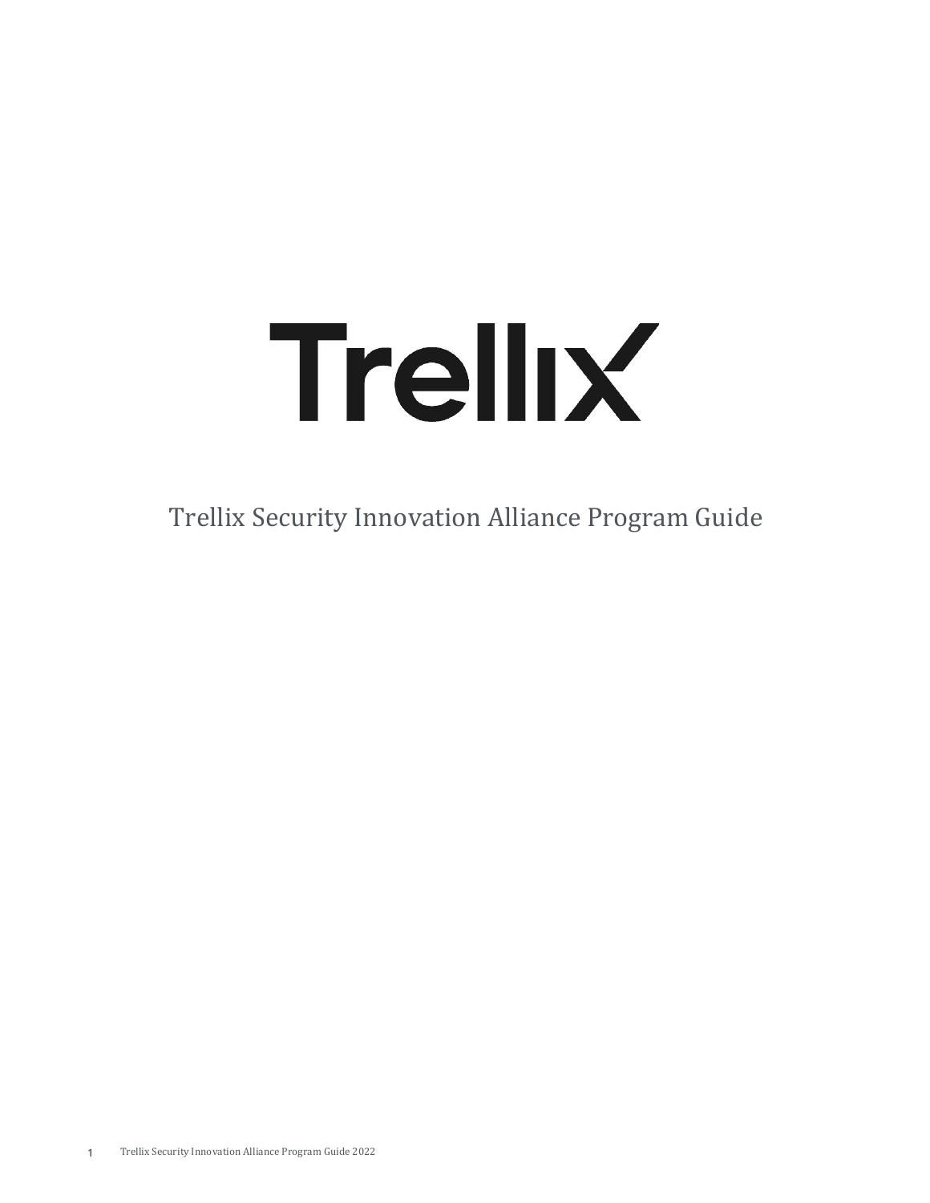# Trellix

Trellix Security Innovation Alliance Program Guide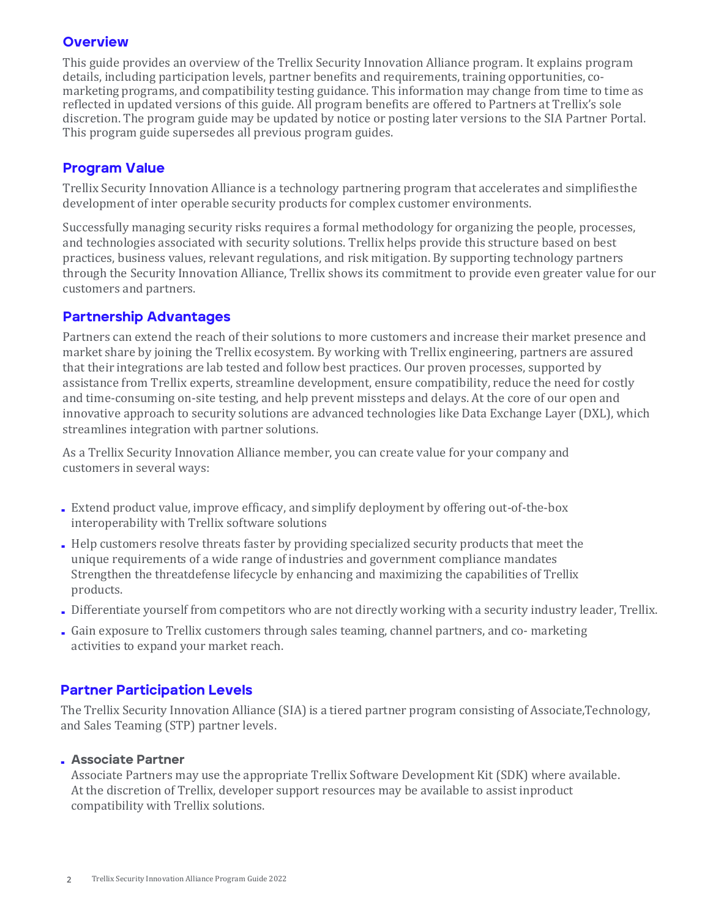## Overview

This guide provides an overview of the Trellix Security Innovation Alliance program. It explains program details, including participation levels, partner benefits and requirements, training opportunities, co-marketing programs, and compatibility testing guidance. This information may change from time to time as reflected in updated versions of this guide. All program benefits are offered to Partners at Trellix's sole discretion. The program guide may be updated by notice or posting later versions to the SIA Partner Portal. This program guide supersedes all previous program guides.

## Program Value

Trellix Security Innovation Alliance is a technology partnering program that accelerates and simplifiesthe development of inter operable security products for complex customer environments.

Successfully managing security risks requires a formal methodology for organizing the people, processes, and technologies associated with security solutions. Trellix helps provide this structure based on best practices, business values, relevant regulations, and risk mitigation. By supporting technology partners through the Security Innovation Alliance, Trellix shows its commitment to provide even greater value for our customers and partners.

## Partnership Advantages

Partners can extend the reach of their solutions to more customers and increase their market presence and market share by joining the Trellix ecosystem. By working with Trellix engineering, partners are assured that their integrations are lab tested and follow best practices. Our proven processes, supported by assistance from Trellix experts, streamline development, ensure compatibility, reduce the need for costly and time-consuming on-site testing, and help prevent missteps and delays. At the core of our open and innovative approach to security solutions are advanced technologies like Data Exchange Layer (DXL), which streamlines integration with partner solutions.

As a Trellix Security Innovation Alliance member, you can create value for your company and customers in several ways:

- Extend product value, improve efficacy, and simplify deployment by offering out-of-the-box interoperability with Trellix software solutions
- Help customers resolve threats faster by providing specialized security products that meet the unique requirements of a wide range of industries and government compliance mandates Strengthen the threatdefense lifecycle by enhancing and maximizing the capabilities of Trellix products.
- Differentiate yourself from competitors who are not directly working with a security industry leader, Trellix.
- Gain exposure to Trellix customers through sales teaming, channel partners, and co- marketing activities to expand your market reach.

## Partner Participation Levels

The Trellix Security Innovation Alliance (SIA) is a tiered partner program consisting of Associate,Technology, and Sales Teaming (STP) partner levels.

- **Associate Partner**
  Associate Partners may use the appropriate Trellix Software Development Kit (SDK) where available. At the discretion of Trellix, developer support resources may be available to assist inproduct compatibility with Trellix solutions.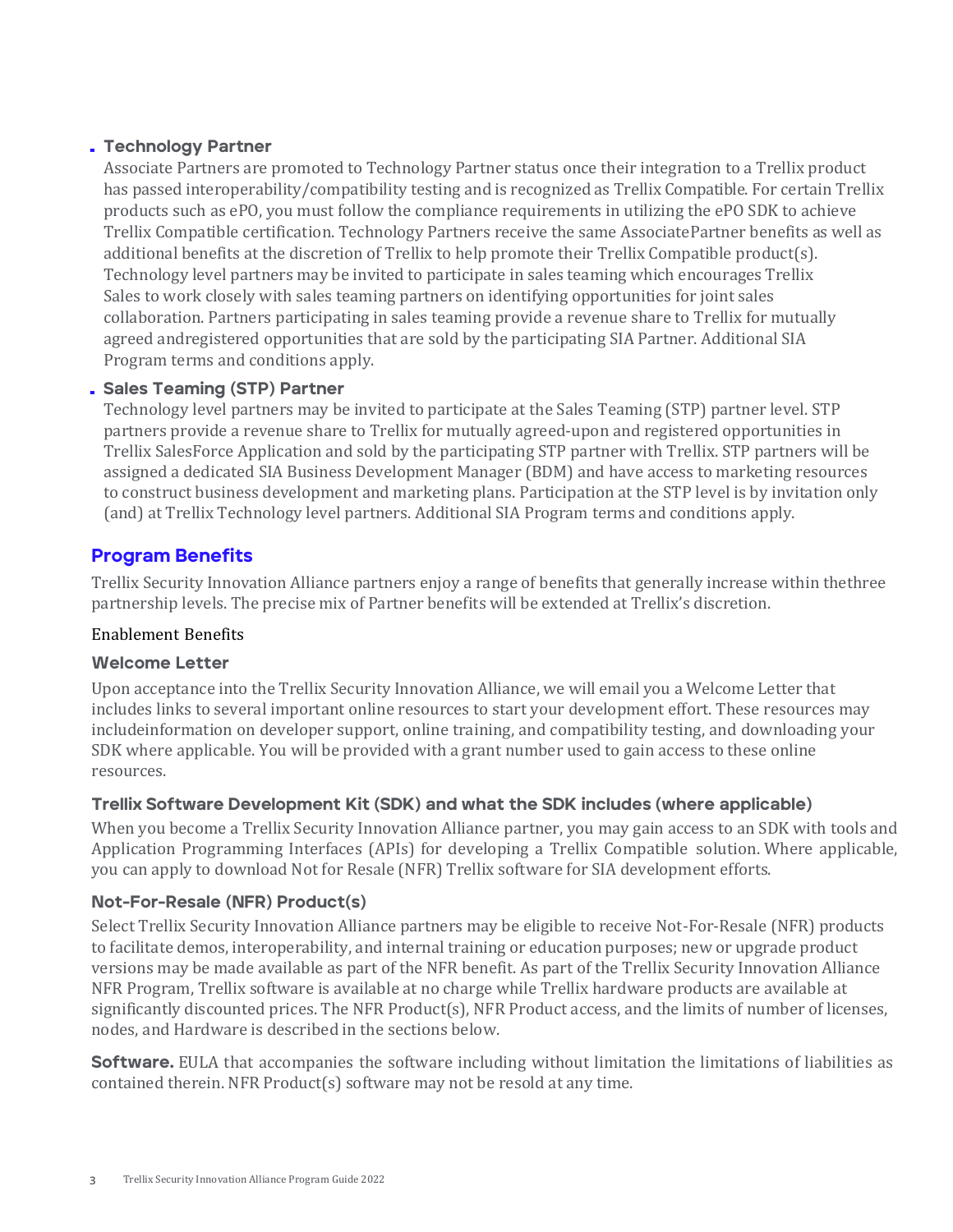- **Technology Partner**

  Associate Partners are promoted to Technology Partner status once their integration to a Trellix product has passed interoperability/compatibility testing and is recognized as Trellix Compatible. For certain Trellix products such as ePO, you must follow the compliance requirements in utilizing the ePO SDK to achieve Trellix Compatible certification. Technology Partners receive the same AssociatePartner benefits as well as additional benefits at the discretion of Trellix to help promote their Trellix Compatible product(s). Technology level partners may be invited to participate in sales teaming which encourages Trellix Sales to work closely with sales teaming partners on identifying opportunities for joint sales collaboration. Partners participating in sales teaming provide a revenue share to Trellix for mutually agreed andregistered opportunities that are sold by the participating SIA Partner. Additional SIA Program terms and conditions apply.

- **Sales Teaming (STP) Partner**

  Technology level partners may be invited to participate at the Sales Teaming (STP) partner level. STP partners provide a revenue share to Trellix for mutually agreed-upon and registered opportunities in Trellix SalesForce Application and sold by the participating STP partner with Trellix. STP partners will be assigned a dedicated SIA Business Development Manager (BDM) and have access to marketing resources to construct business development and marketing plans. Participation at the STP level is by invitation only (and) at Trellix Technology level partners. Additional SIA Program terms and conditions apply.

## Program Benefits

Trellix Security Innovation Alliance partners enjoy a range of benefits that generally increase within thethree partnership levels. The precise mix of Partner benefits will be extended at Trellix's discretion.

Enablement Benefits

### Welcome Letter

Upon acceptance into the Trellix Security Innovation Alliance, we will email you a Welcome Letter that includes links to several important online resources to start your development effort. These resources may includeinformation on developer support, online training, and compatibility testing, and downloading your SDK where applicable. You will be provided with a grant number used to gain access to these online resources.

### Trellix Software Development Kit (SDK) and what the SDK includes (where applicable)

When you become a Trellix Security Innovation Alliance partner, you may gain access to an SDK with tools and Application Programming Interfaces (APIs) for developing a Trellix Compatible solution. Where applicable, you can apply to download Not for Resale (NFR) Trellix software for SIA development efforts.

### Not-For-Resale (NFR) Product(s)

Select Trellix Security Innovation Alliance partners may be eligible to receive Not-For-Resale (NFR) products to facilitate demos, interoperability, and internal training or education purposes; new or upgrade product versions may be made available as part of the NFR benefit. As part of the Trellix Security Innovation Alliance NFR Program, Trellix software is available at no charge while Trellix hardware products are available at significantly discounted prices. The NFR Product(s), NFR Product access, and the limits of number of licenses, nodes, and Hardware is described in the sections below.

**Software.** EULA that accompanies the software including without limitation the limitations of liabilities as contained therein. NFR Product(s) software may not be resold at any time.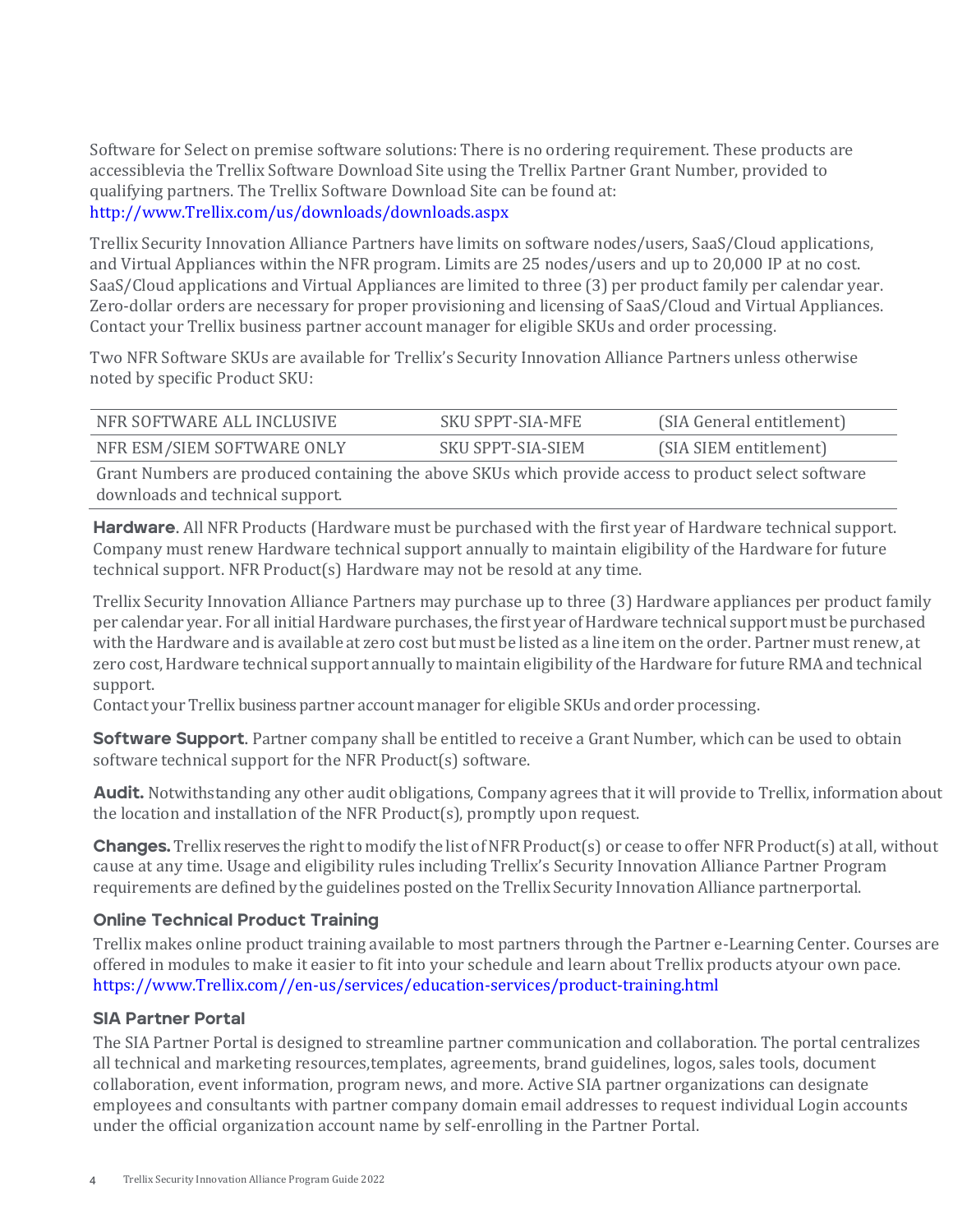Software for Select on premise software solutions: There is no ordering requirement. These products are accessiblevia the Trellix Software Download Site using the Trellix Partner Grant Number, provided to qualifying partners. The Trellix Software Download Site can be found at: http://www.Trellix.com/us/downloads/downloads.aspx

Trellix Security Innovation Alliance Partners have limits on software nodes/users, SaaS/Cloud applications, and Virtual Appliances within the NFR program. Limits are 25 nodes/users and up to 20,000 IP at no cost. SaaS/Cloud applications and Virtual Appliances are limited to three (3) per product family per calendar year. Zero-dollar orders are necessary for proper provisioning and licensing of SaaS/Cloud and Virtual Appliances. Contact your Trellix business partner account manager for eligible SKUs and order processing.

Two NFR Software SKUs are available for Trellix's Security Innovation Alliance Partners unless otherwise noted by specific Product SKU:

| NFR SOFTWARE ALL INCLUSIVE | SKU SPPT-SIA-MFE | (SIA General entitlement) |
|---|---|---|
| NFR ESM/SIEM SOFTWARE ONLY | SKU SPPT-SIA-SIEM | (SIA SIEM entitlement) |
| Grant Numbers are produced containing the above SKUs which provide access to product select software downloads and technical support. | | |

**Hardware.** All NFR Products (Hardware must be purchased with the first year of Hardware technical support. Company must renew Hardware technical support annually to maintain eligibility of the Hardware for future technical support. NFR Product(s) Hardware may not be resold at any time.

Trellix Security Innovation Alliance Partners may purchase up to three (3) Hardware appliances per product family per calendar year. For all initial Hardware purchases, the first year of Hardware technical support must be purchased with the Hardware and is available at zero cost but must be listed as a line item on the order. Partner must renew, at zero cost, Hardware technical support annually to maintain eligibility of the Hardware for future RMA and technical support.
Contact your Trellix business partner account manager for eligible SKUs and order processing.

**Software Support.** Partner company shall be entitled to receive a Grant Number, which can be used to obtain software technical support for the NFR Product(s) software.

**Audit.** Notwithstanding any other audit obligations, Company agrees that it will provide to Trellix, information about the location and installation of the NFR Product(s), promptly upon request.

**Changes.** Trellix reserves the right to modify the list of NFR Product(s) or cease to offer NFR Product(s) at all, without cause at any time. Usage and eligibility rules including Trellix's Security Innovation Alliance Partner Program requirements are defined by the guidelines posted on the Trellix Security Innovation Alliance partnerportal.

### Online Technical Product Training

Trellix makes online product training available to most partners through the Partner e-Learning Center. Courses are offered in modules to make it easier to fit into your schedule and learn about Trellix products atyour own pace. https://www.Trellix.com//en-us/services/education-services/product-training.html

### SIA Partner Portal

The SIA Partner Portal is designed to streamline partner communication and collaboration. The portal centralizes all technical and marketing resources,templates, agreements, brand guidelines, logos, sales tools, document collaboration, event information, program news, and more. Active SIA partner organizations can designate employees and consultants with partner company domain email addresses to request individual Login accounts under the official organization account name by self-enrolling in the Partner Portal.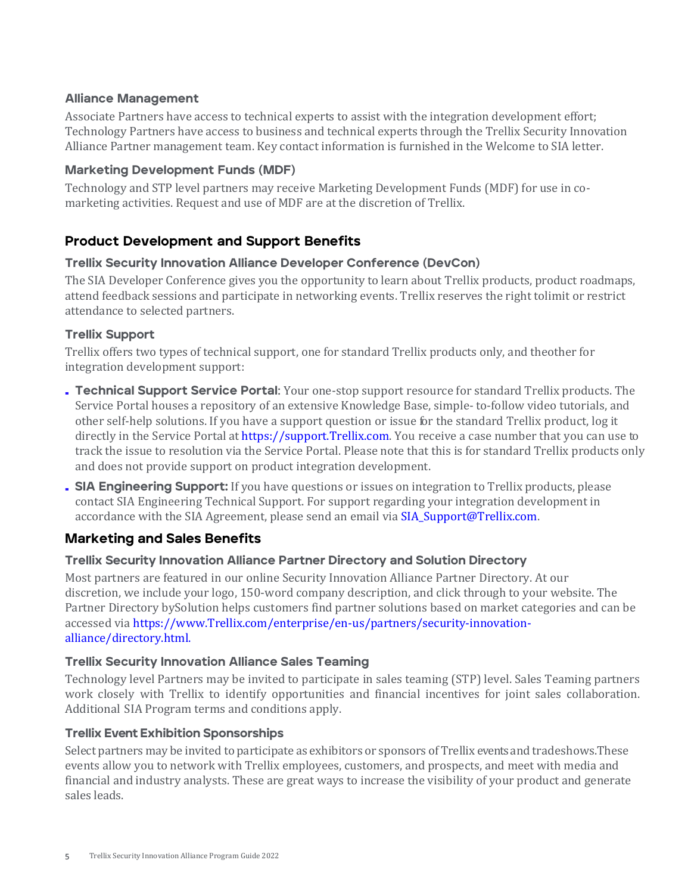### Alliance Management

Associate Partners have access to technical experts to assist with the integration development effort; Technology Partners have access to business and technical experts through the Trellix Security Innovation Alliance Partner management team. Key contact information is furnished in the Welcome to SIA letter.

### Marketing Development Funds (MDF)

Technology and STP level partners may receive Marketing Development Funds (MDF) for use in co-marketing activities. Request and use of MDF are at the discretion of Trellix.

## Product Development and Support Benefits

### Trellix Security Innovation Alliance Developer Conference (DevCon)

The SIA Developer Conference gives you the opportunity to learn about Trellix products, product roadmaps, attend feedback sessions and participate in networking events. Trellix reserves the right tolimit or restrict attendance to selected partners.

### Trellix Support

Trellix offers two types of technical support, one for standard Trellix products only, and theother for integration development support:

- **Technical Support Service Portal**: Your one-stop support resource for standard Trellix products. The Service Portal houses a repository of an extensive Knowledge Base, simple- to-follow video tutorials, and other self-help solutions. If you have a support question or issue for the standard Trellix product, log it directly in the Service Portal at https://support.Trellix.com. You receive a case number that you can use to track the issue to resolution via the Service Portal. Please note that this is for standard Trellix products only and does not provide support on product integration development.
- **SIA Engineering Support:** If you have questions or issues on integration to Trellix products, please contact SIA Engineering Technical Support. For support regarding your integration development in accordance with the SIA Agreement, please send an email via SIA_Support@Trellix.com.

## Marketing and Sales Benefits

### Trellix Security Innovation Alliance Partner Directory and Solution Directory

Most partners are featured in our online Security Innovation Alliance Partner Directory. At our discretion, we include your logo, 150-word company description, and click through to your website. The Partner Directory bySolution helps customers find partner solutions based on market categories and can be accessed via https://www.Trellix.com/enterprise/en-us/partners/security-innovation-alliance/directory.html.

### Trellix Security Innovation Alliance Sales Teaming

Technology level Partners may be invited to participate in sales teaming (STP) level. Sales Teaming partners work closely with Trellix to identify opportunities and financial incentives for joint sales collaboration. Additional SIA Program terms and conditions apply.

### Trellix Event Exhibition Sponsorships

Select partners may be invited to participate as exhibitors or sponsors of Trellix events and tradeshows.These events allow you to network with Trellix employees, customers, and prospects, and meet with media and financial and industry analysts. These are great ways to increase the visibility of your product and generate sales leads.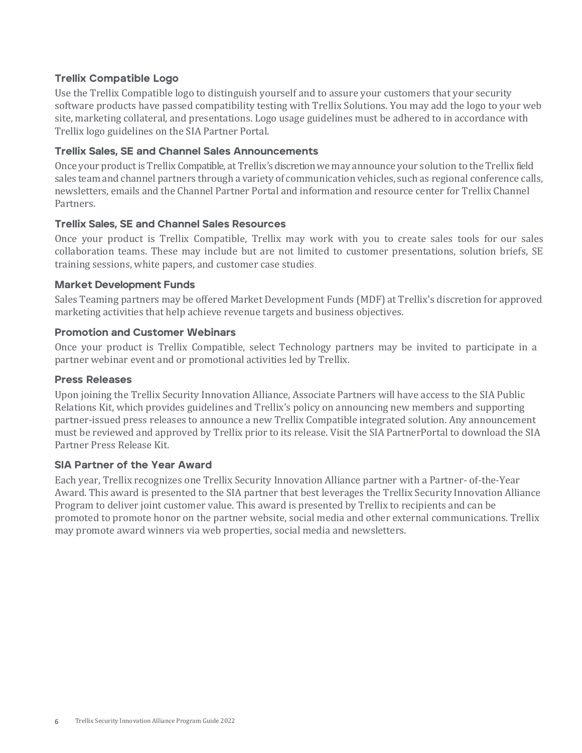### Trellix Compatible Logo

Use the Trellix Compatible logo to distinguish yourself and to assure your customers that your security software products have passed compatibility testing with Trellix Solutions. You may add the logo to your web site, marketing collateral, and presentations. Logo usage guidelines must be adhered to in accordance with Trellix logo guidelines on the SIA Partner Portal.

### Trellix Sales, SE and Channel Sales Announcements

Once your product is Trellix Compatible, at Trellix's discretion we may announce your solution to the Trellix field sales team and channel partners through a variety of communication vehicles, such as regional conference calls, newsletters, emails and the Channel Partner Portal and information and resource center for Trellix Channel Partners.

### Trellix Sales, SE and Channel Sales Resources

Once your product is Trellix Compatible, Trellix may work with you to create sales tools for our sales collaboration teams. These may include but are not limited to customer presentations, solution briefs, SE training sessions, white papers, and customer case studies.

### Market Development Funds

Sales Teaming partners may be offered Market Development Funds (MDF) at Trellix's discretion for approved marketing activities that help achieve revenue targets and business objectives.

### Promotion and Customer Webinars

Once your product is Trellix Compatible, select Technology partners may be invited to participate in a partner webinar event and or promotional activities led by Trellix.

### Press Releases

Upon joining the Trellix Security Innovation Alliance, Associate Partners will have access to the SIA Public Relations Kit, which provides guidelines and Trellix's policy on announcing new members and supporting partner-issued press releases to announce a new Trellix Compatible integrated solution. Any announcement must be reviewed and approved by Trellix prior to its release. Visit the SIA PartnerPortal to download the SIA Partner Press Release Kit.

### SIA Partner of the Year Award

Each year, Trellix recognizes one Trellix Security Innovation Alliance partner with a Partner- of-the-Year Award. This award is presented to the SIA partner that best leverages the Trellix Security Innovation Alliance Program to deliver joint customer value. This award is presented by Trellix to recipients and can be promoted to promote honor on the partner website, social media and other external communications. Trellix may promote award winners via web properties, social media and newsletters.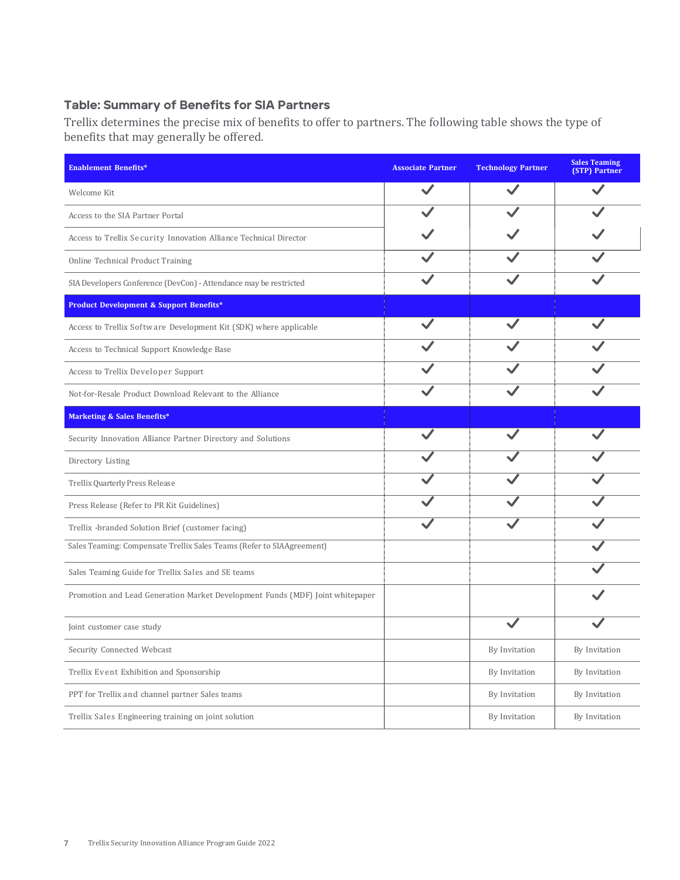### Table: Summary of Benefits for SIA Partners

Trellix determines the precise mix of benefits to offer to partners. The following table shows the type of benefits that may generally be offered.

| **Enablement Benefits*** | **Associate Partner** | **Technology Partner** | **Sales Teaming (STP) Partner** |
|---|---|---|---|
| Welcome Kit | ✓ | ✓ | ✓ |
| Access to the SIA Partner Portal | ✓ | ✓ | ✓ |
| Access to Trellix Security Innovation Alliance Technical Director | ✓ | ✓ | ✓ |
| Online Technical Product Training | ✓ | ✓ | ✓ |
| SIA Developers Conference (DevCon) - Attendance may be restricted | ✓ | ✓ | ✓ |
| **Product Development & Support Benefits*** | | | |
| Access to Trellix Software Development Kit (SDK) where applicable | ✓ | ✓ | ✓ |
| Access to Technical Support Knowledge Base | ✓ | ✓ | ✓ |
| Access to Trellix Developer Support | ✓ | ✓ | ✓ |
| Not-for-Resale Product Download Relevant to the Alliance | ✓ | ✓ | ✓ |
| **Marketing & Sales Benefits*** | | | |
| Security Innovation Alliance Partner Directory and Solutions | ✓ | ✓ | ✓ |
| Directory Listing | ✓ | ✓ | ✓ |
| Trellix Quarterly Press Release | ✓ | ✓ | ✓ |
| Press Release (Refer to PR Kit Guidelines) | ✓ | ✓ | ✓ |
| Trellix -branded Solution Brief (customer facing) | ✓ | ✓ | ✓ |
| Sales Teaming: Compensate Trellix Sales Teams (Refer to SIAAgreement) | | | ✓ |
| Sales Teaming Guide for Trellix Sales and SE teams | | | ✓ |
| Promotion and Lead Generation Market Development Funds (MDF) Joint whitepaper | | | ✓ |
| Joint customer case study | | ✓ | ✓ |
| Security Connected Webcast | | By Invitation | By Invitation |
| Trellix Event Exhibition and Sponsorship | | By Invitation | By Invitation |
| PPT for Trellix and channel partner Sales teams | | By Invitation | By Invitation |
| Trellix Sales Engineering training on joint solution | | By Invitation | By Invitation |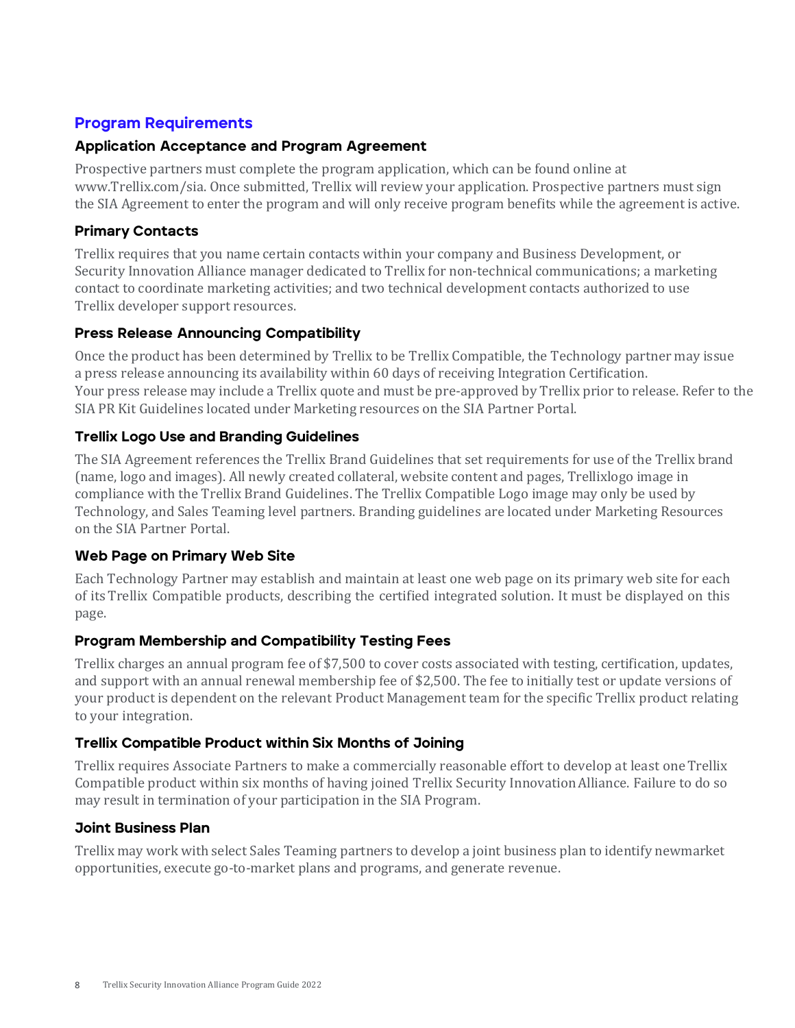## Program Requirements

### Application Acceptance and Program Agreement

Prospective partners must complete the program application, which can be found online at www.Trellix.com/sia. Once submitted, Trellix will review your application. Prospective partners must sign the SIA Agreement to enter the program and will only receive program benefits while the agreement is active.

### Primary Contacts

Trellix requires that you name certain contacts within your company and Business Development, or Security Innovation Alliance manager dedicated to Trellix for non-technical communications; a marketing contact to coordinate marketing activities; and two technical development contacts authorized to use Trellix developer support resources.

### Press Release Announcing Compatibility

Once the product has been determined by Trellix to be Trellix Compatible, the Technology partner may issue a press release announcing its availability within 60 days of receiving Integration Certification. Your press release may include a Trellix quote and must be pre-approved by Trellix prior to release. Refer to the SIA PR Kit Guidelines located under Marketing resources on the SIA Partner Portal.

### Trellix Logo Use and Branding Guidelines

The SIA Agreement references the Trellix Brand Guidelines that set requirements for use of the Trellix brand (name, logo and images). All newly created collateral, website content and pages, Trellixlogo image in compliance with the Trellix Brand Guidelines. The Trellix Compatible Logo image may only be used by Technology, and Sales Teaming level partners. Branding guidelines are located under Marketing Resources on the SIA Partner Portal.

### Web Page on Primary Web Site

Each Technology Partner may establish and maintain at least one web page on its primary web site for each of its Trellix Compatible products, describing the certified integrated solution. It must be displayed on this page.

### Program Membership and Compatibility Testing Fees

Trellix charges an annual program fee of $7,500 to cover costs associated with testing, certification, updates, and support with an annual renewal membership fee of $2,500. The fee to initially test or update versions of your product is dependent on the relevant Product Management team for the specific Trellix product relating to your integration.

### Trellix Compatible Product within Six Months of Joining

Trellix requires Associate Partners to make a commercially reasonable effort to develop at least one Trellix Compatible product within six months of having joined Trellix Security Innovation Alliance. Failure to do so may result in termination of your participation in the SIA Program.

### Joint Business Plan

Trellix may work with select Sales Teaming partners to develop a joint business plan to identify newmarket opportunities, execute go-to-market plans and programs, and generate revenue.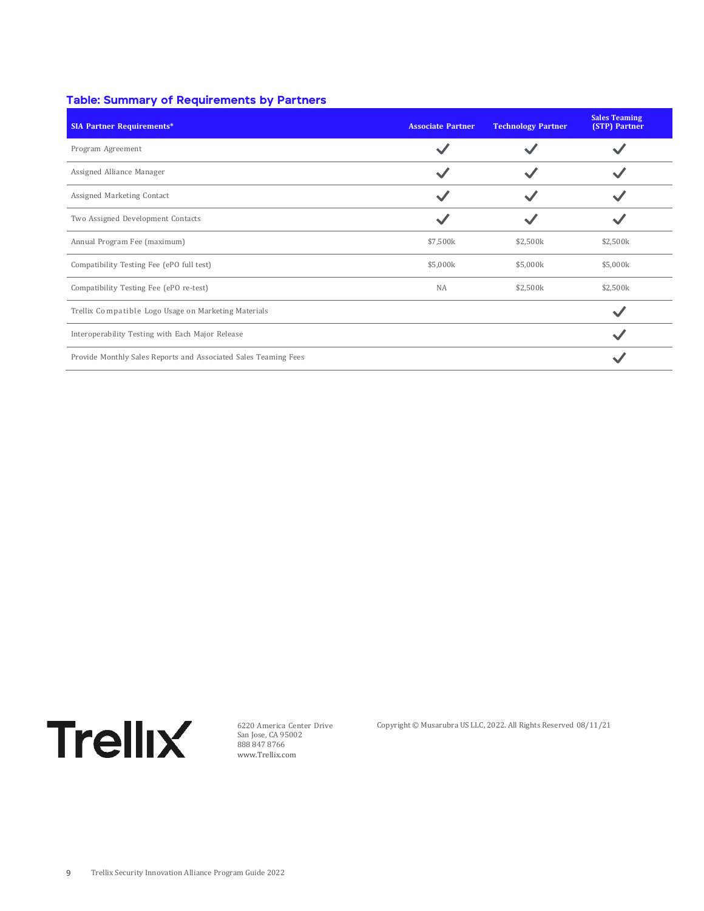### Table: Summary of Requirements by Partners

| SIA Partner Requirements* | Associate Partner | Technology Partner | Sales Teaming (STP) Partner |
|---|---|---|---|
| Program Agreement | ✓ | ✓ | ✓ |
| Assigned Alliance Manager | ✓ | ✓ | ✓ |
| Assigned Marketing Contact | ✓ | ✓ | ✓ |
| Two Assigned Development Contacts | ✓ | ✓ | ✓ |
| Annual Program Fee (maximum) | $7,500k | $2,500k | $2,500k |
| Compatibility Testing Fee (ePO full test) | $5,000k | $5,000k | $5,000k |
| Compatibility Testing Fee (ePO re-test) | NA | $2,500k | $2,500k |
| Trellix Compatible Logo Usage on Marketing Materials | | | ✓ |
| Interoperability Testing with Each Major Release | | | ✓ |
| Provide Monthly Sales Reports and Associated Sales Teaming Fees | | | ✓ |

Trellix

6220 America Center Drive
San Jose, CA 95002
888 847 8766
www.Trellix.com

Copyright © Musarubra US LLC, 2022. All Rights Reserved 08/11/21